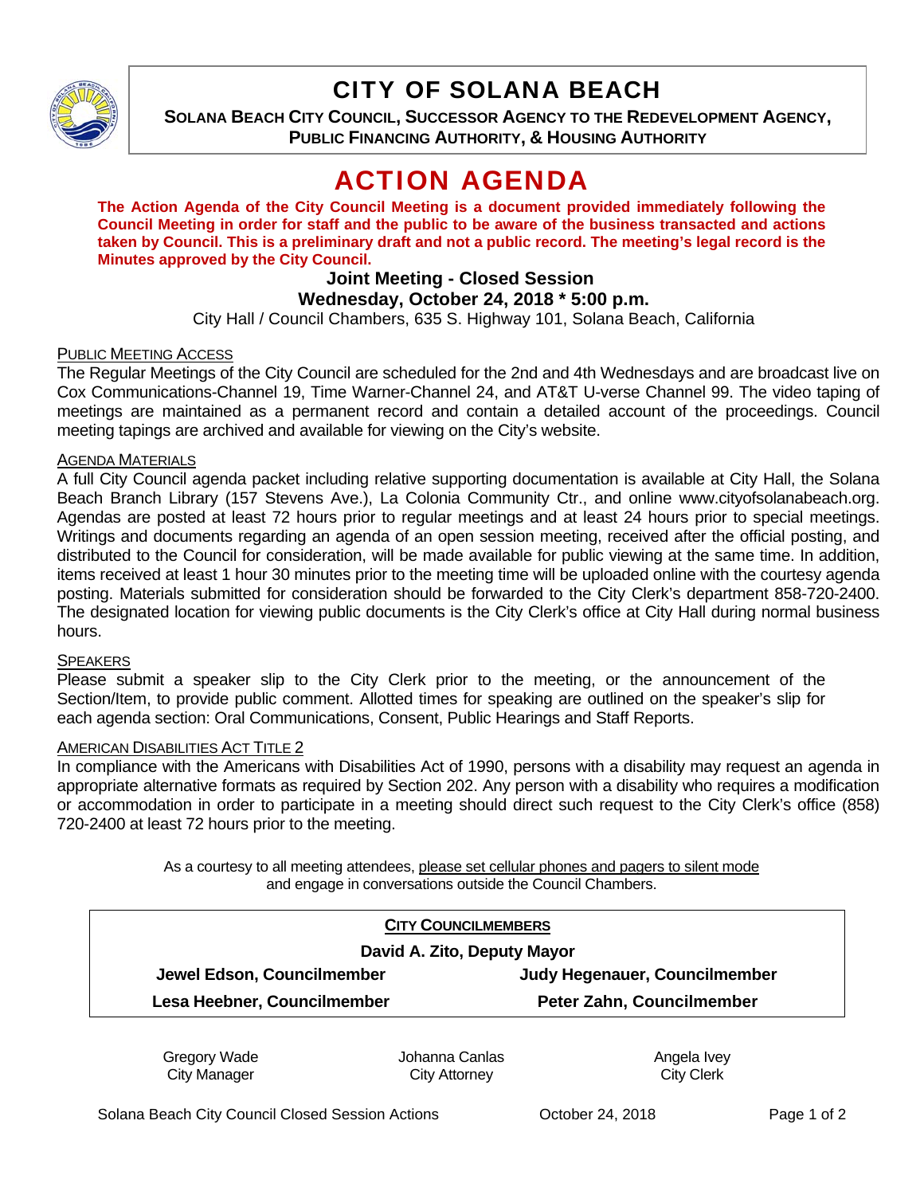# CITY OF SOLANA BEACH

**SOLANA BEACH CITY COUNCIL, SUCCESSOR AGENCY TO THE REDEVELOPMENT AGENCY, PUBLIC FINANCING AUTHORITY, & HOUSING AUTHORITY**

# ACTION AGENDA

**The Action Agenda of the City Council Meeting is a document provided immediately following the Council Meeting in order for staff and the public to be aware of the business transacted and actions taken by Council. This is a preliminary draft and not a public record. The meeting's legal record is the Minutes approved by the City Council.**

**Joint Meeting - Closed Session**

**Wednesday, October 24, 2018 * 5:00 p.m.**

City Hall / Council Chambers, 635 S. Highway 101, Solana Beach, California

PUBLIC MEETING ACCESS

The Regular Meetings of the City Council are scheduled for the 2nd and 4th Wednesdays and are broadcast live on Cox Communications-Channel 19, Time Warner-Channel 24, and AT&T U-verse Channel 99. The video taping of meetings are maintained as a permanent record and contain a detailed account of the proceedings. Council meeting tapings are archived and available for viewing on the City's website.

AGENDA MATERIALS

A full City Council agenda packet including relative supporting documentation is available at City Hall, the Solana Beach Branch Library (157 Stevens Ave.), La Colonia Community Ctr., and online www.cityofsolanabeach.org. Agendas are posted at least 72 hours prior to regular meetings and at least 24 hours prior to special meetings. Writings and documents regarding an agenda of an open session meeting, received after the official posting, and distributed to the Council for consideration, will be made available for public viewing at the same time. In addition, items received at least 1 hour 30 minutes prior to the meeting time will be uploaded online with the courtesy agenda posting. Materials submitted for consideration should be forwarded to the City Clerk's department 858-720-2400. The designated location for viewing public documents is the City Clerk's office at City Hall during normal business hours.

SPEAKERS

Please submit a speaker slip to the City Clerk prior to the meeting, or the announcement of the Section/Item, to provide public comment. Allotted times for speaking are outlined on the speaker's slip for each agenda section: Oral Communications, Consent, Public Hearings and Staff Reports.

AMERICAN DISABILITIES ACT TITLE 2

In compliance with the Americans with Disabilities Act of 1990, persons with a disability may request an agenda in appropriate alternative formats as required by Section 202. Any person with a disability who requires a modification or accommodation in order to participate in a meeting should direct such request to the City Clerk's office (858) 720-2400 at least 72 hours prior to the meeting.

As a courtesy to all meeting attendees, please set cellular phones and pagers to silent mode and engage in conversations outside the Council Chambers.

**CITY COUNCILMEMBERS**

**David A. Zito, Deputy Mayor**

**Jewel Edson, Councilmember** | **Judy Hegenauer, Councilmember**

**Lesa Heebner, Councilmember** | **Peter Zahn, Councilmember**

| Gregory Wade | Johanna Canlas | Angela Ivey |
|---|---|---|
| City Manager | City Attorney | City Clerk |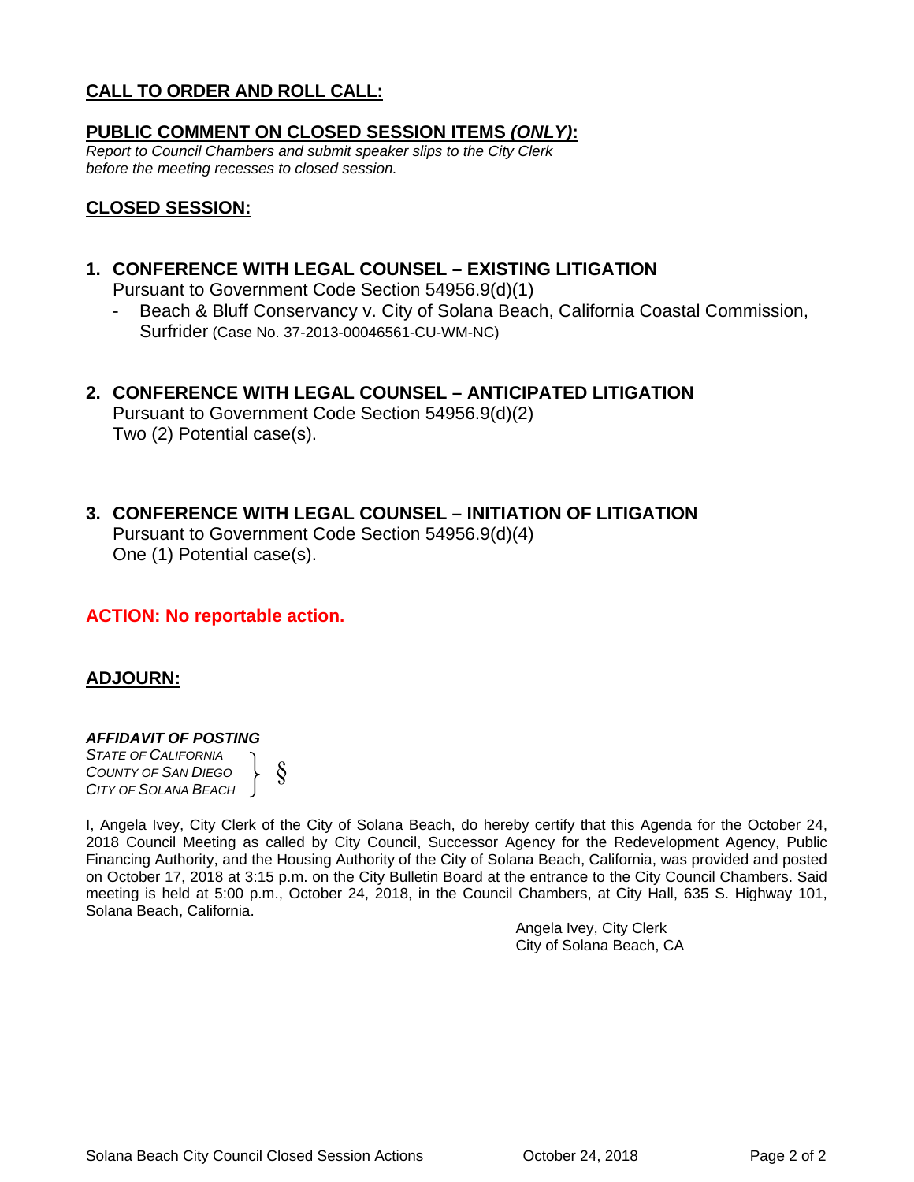## CALL TO ORDER AND ROLL CALL:

## PUBLIC COMMENT ON CLOSED SESSION ITEMS *(ONLY)*:

*Report to Council Chambers and submit speaker slips to the City Clerk before the meeting recesses to closed session.*

## CLOSED SESSION:

1. **CONFERENCE WITH LEGAL COUNSEL – EXISTING LITIGATION**
   Pursuant to Government Code Section 54956.9(d)(1)
   - Beach & Bluff Conservancy v. City of Solana Beach, California Coastal Commission, Surfrider (Case No. 37-2013-00046561-CU-WM-NC)

2. **CONFERENCE WITH LEGAL COUNSEL – ANTICIPATED LITIGATION**
   Pursuant to Government Code Section 54956.9(d)(2)
   Two (2) Potential case(s).

3. **CONFERENCE WITH LEGAL COUNSEL – INITIATION OF LITIGATION**
   Pursuant to Government Code Section 54956.9(d)(4)
   One (1) Potential case(s).

**ACTION: No reportable action.**

## ADJOURN:

***AFFIDAVIT OF POSTING***

*STATE OF CALIFORNIA*
*COUNTY OF SAN DIEGO* } §
*CITY OF SOLANA BEACH*

I, Angela Ivey, City Clerk of the City of Solana Beach, do hereby certify that this Agenda for the October 24, 2018 Council Meeting as called by City Council, Successor Agency for the Redevelopment Agency, Public Financing Authority, and the Housing Authority of the City of Solana Beach, California, was provided and posted on October 17, 2018 at 3:15 p.m. on the City Bulletin Board at the entrance to the City Council Chambers. Said meeting is held at 5:00 p.m., October 24, 2018, in the Council Chambers, at City Hall, 635 S. Highway 101, Solana Beach, California.

Angela Ivey, City Clerk
City of Solana Beach, CA